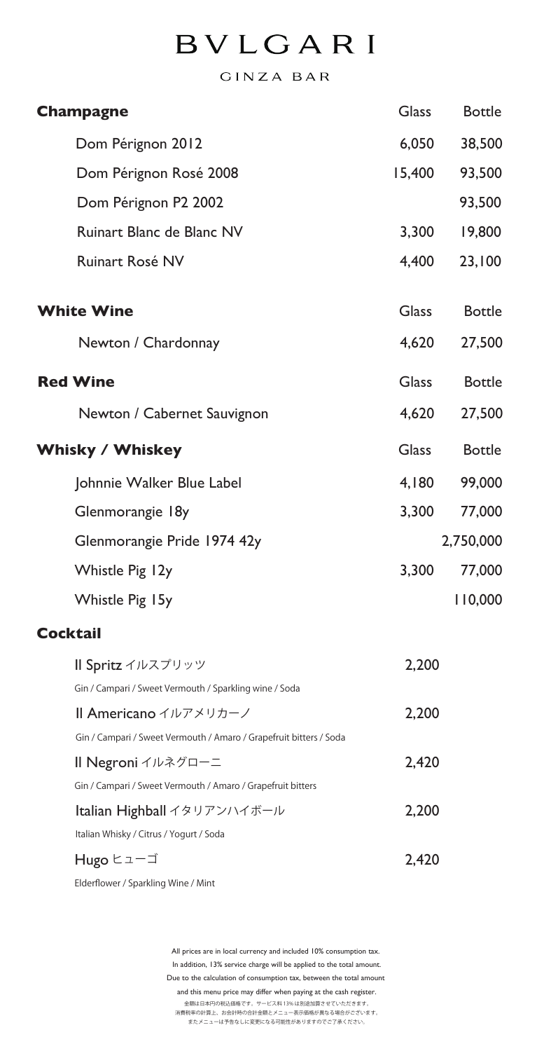# BVLGARI

GINZA BAR

| Champagne | Glass | Bottle |
| --- | --- | --- |
| Dom Pérignon 2012 | 6,050 | 38,500 |
| Dom Pérignon Rosé 2008 | 15,400 | 93,500 |
| Dom Pérignon P2 2002 | | 93,500 |
| Ruinart Blanc de Blanc NV | 3,300 | 19,800 |
| Ruinart Rosé NV | 4,400 | 23,100 |

| White Wine | Glass | Bottle |
| --- | --- | --- |
| Newton / Chardonnay | 4,620 | 27,500 |

| Red Wine | Glass | Bottle |
| --- | --- | --- |
| Newton / Cabernet Sauvignon | 4,620 | 27,500 |

| Whisky / Whiskey | Glass | Bottle |
| --- | --- | --- |
| Johnnie Walker Blue Label | 4,180 | 99,000 |
| Glenmorangie 18y | 3,300 | 77,000 |
| Glenmorangie Pride 1974 42y | | 2,750,000 |
| Whistle Pig 12y | 3,300 | 77,000 |
| Whistle Pig 15y | | 110,000 |

## Cocktail

**Il Spritz** イルスプリッツ — 2,200

Gin / Campari / Sweet Vermouth / Sparkling wine / Soda

**Il Americano** イルアメリカーノ — 2,200

Gin / Campari / Sweet Vermouth / Amaro / Grapefruit bitters / Soda

**Il Negroni** イルネグローニ — 2,420

Gin / Campari / Sweet Vermouth / Amaro / Grapefruit bitters

**Italian Highball** イタリアンハイボール — 2,200

Italian Whisky / Citrus / Yogurt / Soda

**Hugo** ヒューゴ — 2,420

Elderflower / Sparkling Wine / Mint

All prices are in local currency and included 10% consumption tax.
In addition, 13% service charge will be applied to the total amount.
Due to the calculation of consumption tax, between the total amount
and this menu price may differ when paying at the cash register.
金額は日本円の税込価格です。サービス料13%は別途加算させていただきます。
消費税率の計算上、お会計時の合計金額とメニュー表示価格が異なる場合がございます。
またメニューは予告なしに変更になる可能性がありますのでご了承ください。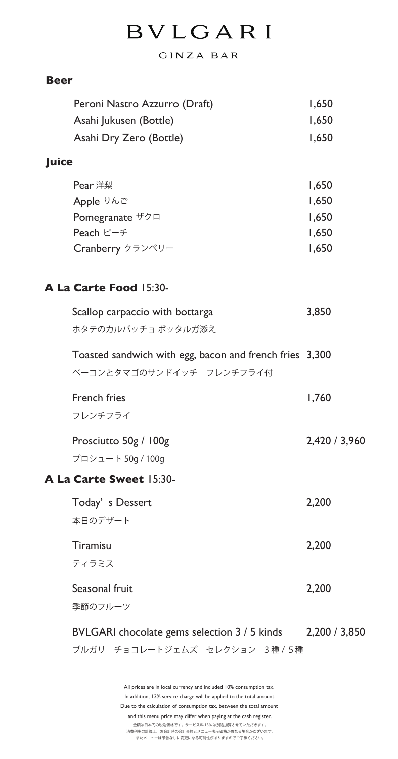# BVLGARI

GINZA BAR

## Beer

| | |
|---|---|
| Peroni Nastro Azzurro (Draft) | 1,650 |
| Asahi Jukusen (Bottle) | 1,650 |
| Asahi Dry Zero (Bottle) | 1,650 |

## Juice

| | |
|---|---|
| Pear 洋梨 | 1,650 |
| Apple りんご | 1,650 |
| Pomegranate ザクロ | 1,650 |
| Peach ピーチ | 1,650 |
| Cranberry クランベリー | 1,650 |

## A La Carte Food 15:30-

| | |
|---|---|
| Scallop carpaccio with bottarga<br>ホタテのカルパッチョ ボッタルガ添え | 3,850 |
| Toasted sandwich with egg, bacon and french fries<br>ベーコンとタマゴのサンドイッチ　フレンチフライ付 | 3,300 |
| French fries<br>フレンチフライ | 1,760 |
| Prosciutto 50g / 100g<br>プロシュート 50g / 100g | 2,420 / 3,960 |

## A La Carte Sweet 15:30-

| | |
|---|---|
| Today' s Dessert<br>本日のデザート | 2,200 |
| Tiramisu<br>ティラミス | 2,200 |
| Seasonal fruit<br>季節のフルーツ | 2,200 |
| BVLGARI chocolate gems selection 3 / 5 kinds<br>ブルガリ　チョコレートジェムズ　セレクション　3 種 / 5 種 | 2,200 / 3,850 |

All prices are in local currency and included 10% consumption tax.
In addition, 13% service charge will be applied to the total amount.
Due to the calculation of consumption tax, between the total amount
and this menu price may differ when paying at the cash register.
金額は日本円の税込価格です。サービス料13%は別途加算させていただきます。
消費税率の計算上、お会計時の合計金額とメニュー表示価格が異なる場合がございます。
またメニューは予告なしに変更になる可能性がありますのでご了承ください。